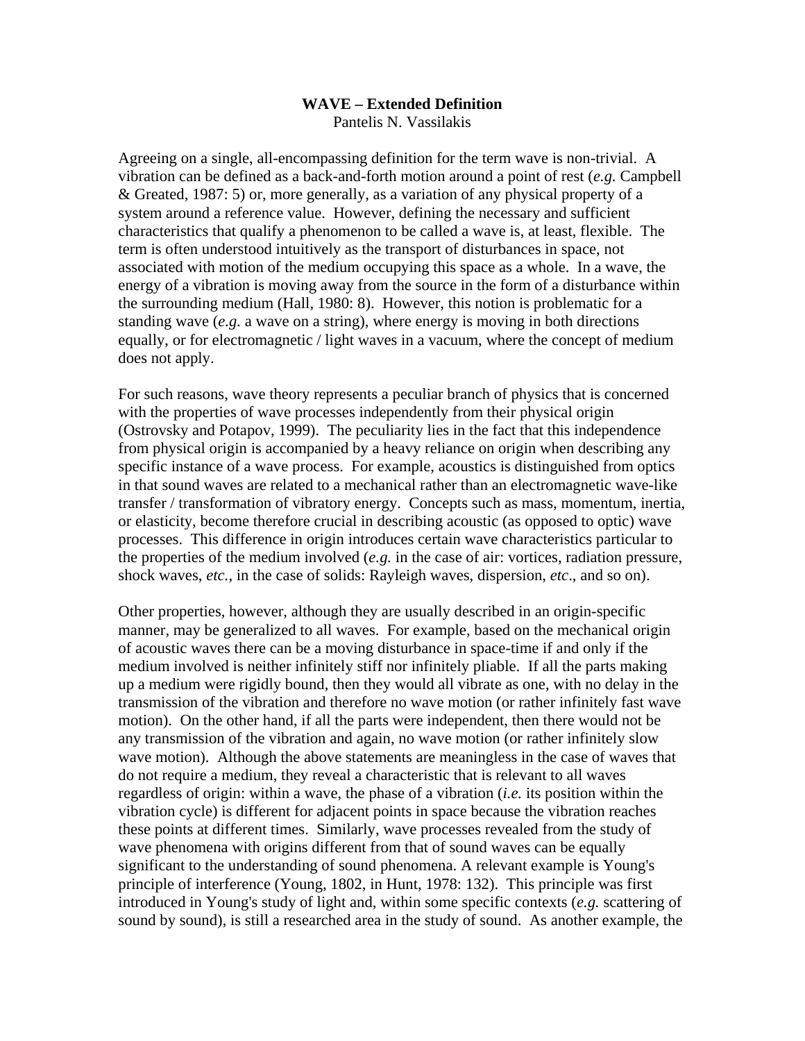# WAVE – Extended Definition

Pantelis N. Vassilakis

Agreeing on a single, all-encompassing definition for the term wave is non-trivial. A vibration can be defined as a back-and-forth motion around a point of rest (*e.g.* Campbell & Greated, 1987: 5) or, more generally, as a variation of any physical property of a system around a reference value. However, defining the necessary and sufficient characteristics that qualify a phenomenon to be called a wave is, at least, flexible. The term is often understood intuitively as the transport of disturbances in space, not associated with motion of the medium occupying this space as a whole. In a wave, the energy of a vibration is moving away from the source in the form of a disturbance within the surrounding medium (Hall, 1980: 8). However, this notion is problematic for a standing wave (*e.g.* a wave on a string), where energy is moving in both directions equally, or for electromagnetic / light waves in a vacuum, where the concept of medium does not apply.

For such reasons, wave theory represents a peculiar branch of physics that is concerned with the properties of wave processes independently from their physical origin (Ostrovsky and Potapov, 1999). The peculiarity lies in the fact that this independence from physical origin is accompanied by a heavy reliance on origin when describing any specific instance of a wave process. For example, acoustics is distinguished from optics in that sound waves are related to a mechanical rather than an electromagnetic wave-like transfer / transformation of vibratory energy. Concepts such as mass, momentum, inertia, or elasticity, become therefore crucial in describing acoustic (as opposed to optic) wave processes. This difference in origin introduces certain wave characteristics particular to the properties of the medium involved (*e.g.* in the case of air: vortices, radiation pressure, shock waves, *etc.*, in the case of solids: Rayleigh waves, dispersion, *etc*., and so on).

Other properties, however, although they are usually described in an origin-specific manner, may be generalized to all waves. For example, based on the mechanical origin of acoustic waves there can be a moving disturbance in space-time if and only if the medium involved is neither infinitely stiff nor infinitely pliable. If all the parts making up a medium were rigidly bound, then they would all vibrate as one, with no delay in the transmission of the vibration and therefore no wave motion (or rather infinitely fast wave motion). On the other hand, if all the parts were independent, then there would not be any transmission of the vibration and again, no wave motion (or rather infinitely slow wave motion). Although the above statements are meaningless in the case of waves that do not require a medium, they reveal a characteristic that is relevant to all waves regardless of origin: within a wave, the phase of a vibration (*i.e.* its position within the vibration cycle) is different for adjacent points in space because the vibration reaches these points at different times. Similarly, wave processes revealed from the study of wave phenomena with origins different from that of sound waves can be equally significant to the understanding of sound phenomena. A relevant example is Young's principle of interference (Young, 1802, in Hunt, 1978: 132). This principle was first introduced in Young's study of light and, within some specific contexts (*e.g.* scattering of sound by sound), is still a researched area in the study of sound. As another example, the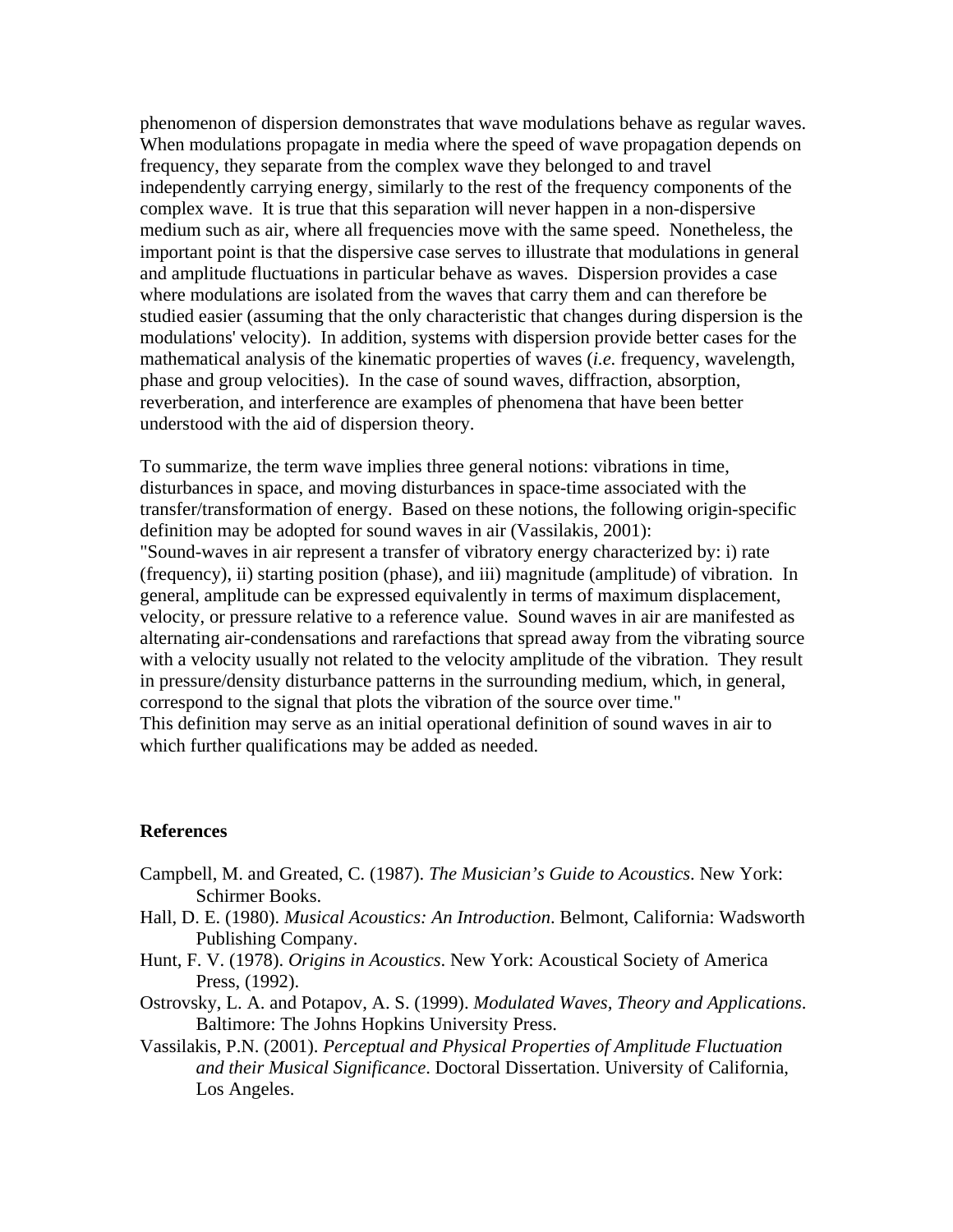phenomenon of dispersion demonstrates that wave modulations behave as regular waves. When modulations propagate in media where the speed of wave propagation depends on frequency, they separate from the complex wave they belonged to and travel independently carrying energy, similarly to the rest of the frequency components of the complex wave. It is true that this separation will never happen in a non-dispersive medium such as air, where all frequencies move with the same speed. Nonetheless, the important point is that the dispersive case serves to illustrate that modulations in general and amplitude fluctuations in particular behave as waves. Dispersion provides a case where modulations are isolated from the waves that carry them and can therefore be studied easier (assuming that the only characteristic that changes during dispersion is the modulations' velocity). In addition, systems with dispersion provide better cases for the mathematical analysis of the kinematic properties of waves (*i.e.* frequency, wavelength, phase and group velocities). In the case of sound waves, diffraction, absorption, reverberation, and interference are examples of phenomena that have been better understood with the aid of dispersion theory.

To summarize, the term wave implies three general notions: vibrations in time, disturbances in space, and moving disturbances in space-time associated with the transfer/transformation of energy. Based on these notions, the following origin-specific definition may be adopted for sound waves in air (Vassilakis, 2001):
"Sound-waves in air represent a transfer of vibratory energy characterized by: i) rate (frequency), ii) starting position (phase), and iii) magnitude (amplitude) of vibration. In general, amplitude can be expressed equivalently in terms of maximum displacement, velocity, or pressure relative to a reference value. Sound waves in air are manifested as alternating air-condensations and rarefactions that spread away from the vibrating source with a velocity usually not related to the velocity amplitude of the vibration. They result in pressure/density disturbance patterns in the surrounding medium, which, in general, correspond to the signal that plots the vibration of the source over time."
This definition may serve as an initial operational definition of sound waves in air to which further qualifications may be added as needed.

## References

Campbell, M. and Greated, C. (1987). *The Musician's Guide to Acoustics*. New York: Schirmer Books.

Hall, D. E. (1980). *Musical Acoustics: An Introduction*. Belmont, California: Wadsworth Publishing Company.

Hunt, F. V. (1978). *Origins in Acoustics*. New York: Acoustical Society of America Press, (1992).

Ostrovsky, L. A. and Potapov, A. S. (1999). *Modulated Waves, Theory and Applications*. Baltimore: The Johns Hopkins University Press.

Vassilakis, P.N. (2001). *Perceptual and Physical Properties of Amplitude Fluctuation and their Musical Significance*. Doctoral Dissertation. University of California, Los Angeles.